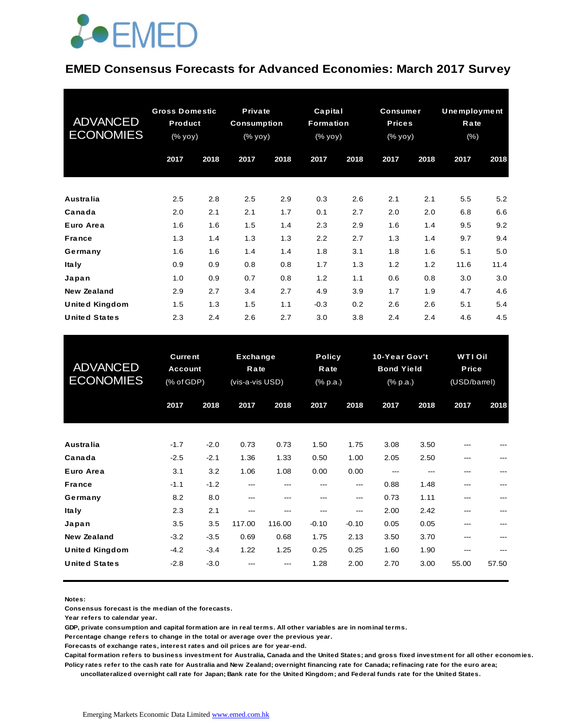# EMED Consensus Forecasts for Advanced Economies: March 2017 Survey

| ADVANCED ECONOMIES | Gross Domestic Product (% yoy) | | Private Consumption (% yoy) | | Capital Formation (% yoy) | | Consumer Prices (% yoy) | | Unemployment Rate (%) | |
|---|---|---|---|---|---|---|---|---|---|---|
| | 2017 | 2018 | 2017 | 2018 | 2017 | 2018 | 2017 | 2018 | 2017 | 2018 |
| **Australia** | 2.5 | 2.8 | 2.5 | 2.9 | 0.3 | 2.6 | 2.1 | 2.1 | 5.5 | 5.2 |
| **Canada** | 2.0 | 2.1 | 2.1 | 1.7 | 0.1 | 2.7 | 2.0 | 2.0 | 6.8 | 6.6 |
| **Euro Area** | 1.6 | 1.6 | 1.5 | 1.4 | 2.3 | 2.9 | 1.6 | 1.4 | 9.5 | 9.2 |
| **France** | 1.3 | 1.4 | 1.3 | 1.3 | 2.2 | 2.7 | 1.3 | 1.4 | 9.7 | 9.4 |
| **Germany** | 1.6 | 1.6 | 1.4 | 1.4 | 1.8 | 3.1 | 1.8 | 1.6 | 5.1 | 5.0 |
| **Italy** | 0.9 | 0.9 | 0.8 | 0.8 | 1.7 | 1.3 | 1.2 | 1.2 | 11.6 | 11.4 |
| **Japan** | 1.0 | 0.9 | 0.7 | 0.8 | 1.2 | 1.1 | 0.6 | 0.8 | 3.0 | 3.0 |
| **New Zealand** | 2.9 | 2.7 | 3.4 | 2.7 | 4.9 | 3.9 | 1.7 | 1.9 | 4.7 | 4.6 |
| **United Kingdom** | 1.5 | 1.3 | 1.5 | 1.1 | -0.3 | 0.2 | 2.6 | 2.6 | 5.1 | 5.4 |
| **United States** | 2.3 | 2.4 | 2.6 | 2.7 | 3.0 | 3.8 | 2.4 | 2.4 | 4.6 | 4.5 |

| ADVANCED ECONOMIES | Current Account (% of GDP) | | Exchange Rate (vis-a-vis USD) | | Policy Rate (% p.a.) | | 10-Year Gov't Bond Yield (% p.a.) | | WTI Oil Price (USD/barrel) | |
|---|---|---|---|---|---|---|---|---|---|---|
| | 2017 | 2018 | 2017 | 2018 | 2017 | 2018 | 2017 | 2018 | 2017 | 2018 |
| **Australia** | -1.7 | -2.0 | 0.73 | 0.73 | 1.50 | 1.75 | 3.08 | 3.50 | --- | --- |
| **Canada** | -2.5 | -2.1 | 1.36 | 1.33 | 0.50 | 1.00 | 2.05 | 2.50 | --- | --- |
| **Euro Area** | 3.1 | 3.2 | 1.06 | 1.08 | 0.00 | 0.00 | --- | --- | --- | --- |
| **France** | -1.1 | -1.2 | --- | --- | --- | --- | 0.88 | 1.48 | --- | --- |
| **Germany** | 8.2 | 8.0 | --- | --- | --- | --- | 0.73 | 1.11 | --- | --- |
| **Italy** | 2.3 | 2.1 | --- | --- | --- | --- | 2.00 | 2.42 | --- | --- |
| **Japan** | 3.5 | 3.5 | 117.00 | 116.00 | -0.10 | -0.10 | 0.05 | 0.05 | --- | --- |
| **New Zealand** | -3.2 | -3.5 | 0.69 | 0.68 | 1.75 | 2.13 | 3.50 | 3.70 | --- | --- |
| **United Kingdom** | -4.2 | -3.4 | 1.22 | 1.25 | 0.25 | 0.25 | 1.60 | 1.90 | --- | --- |
| **United States** | -2.8 | -3.0 | --- | --- | 1.28 | 2.00 | 2.70 | 3.00 | 55.00 | 57.50 |

**Notes:**

**Consensus forecast is the median of the forecasts.**

**Year refers to calendar year.**

**GDP, private consumption and capital formation are in real terms. All other variables are in nominal terms.**

**Percentage change refers to change in the total or average over the previous year.**

**Forecasts of exchange rates, interest rates and oil prices are for year-end.**

**Capital formation refers to business investment for Australia, Canada and the United States; and gross fixed investment for all other economies.**

**Policy rates refer to the cash rate for Australia and New Zealand; overnight financing rate for Canada; refinacing rate for the euro area; uncollateralized overnight call rate for Japan; Bank rate for the United Kingdom; and Federal funds rate for the United States.**

Emerging Markets Economic Data Limited www.emed.com.hk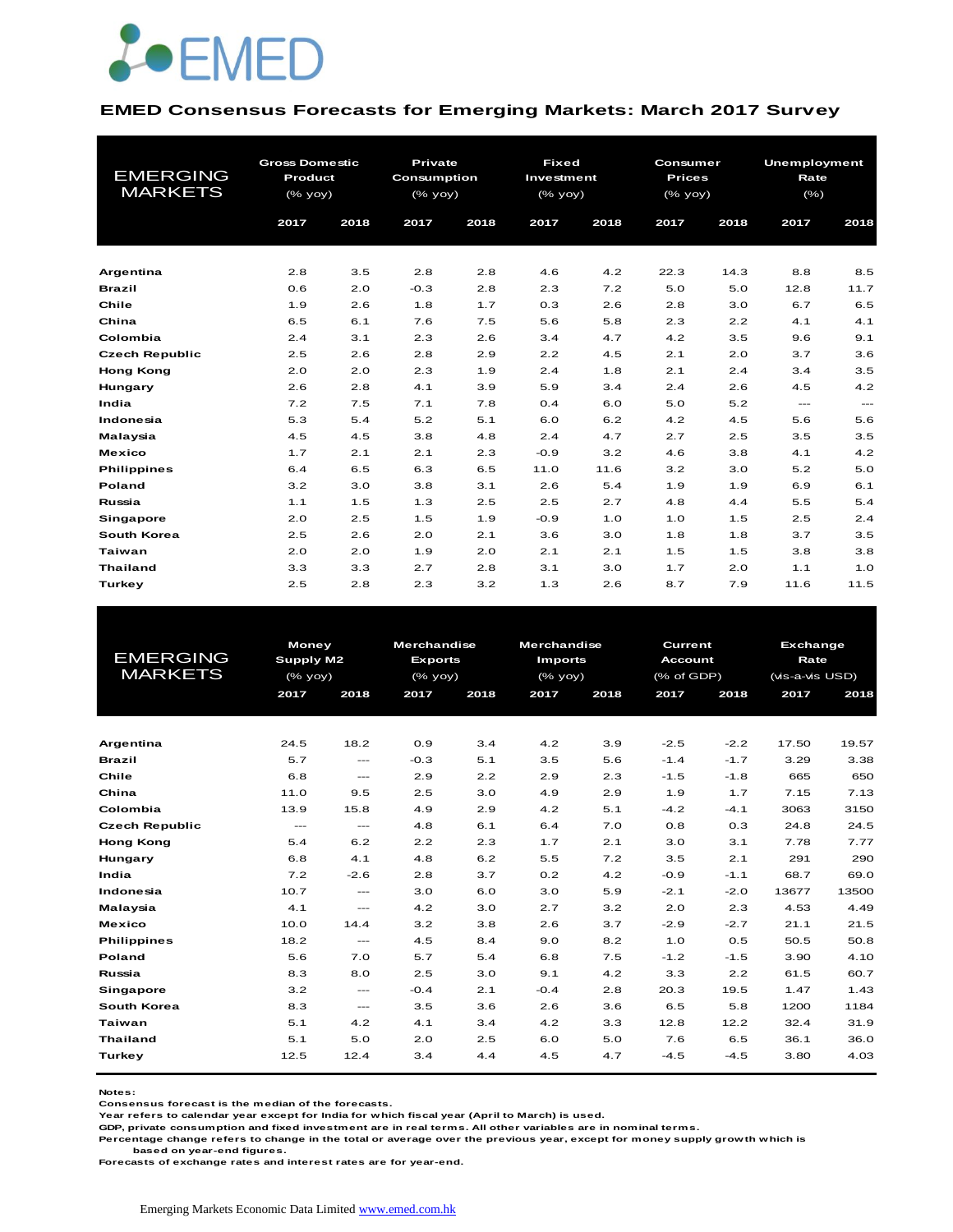EMED

## EMED Consensus Forecasts for Emerging Markets: March 2017 Survey

| EMERGING MARKETS | Gross Domestic Product (% yoy) | | Private Consumption (% yoy) | | Fixed Investment (% yoy) | | Consumer Prices (% yoy) | | Unemployment Rate (%) | |
|---|---|---|---|---|---|---|---|---|---|---|
| | 2017 | 2018 | 2017 | 2018 | 2017 | 2018 | 2017 | 2018 | 2017 | 2018 |
| Argentina | 2.8 | 3.5 | 2.8 | 2.8 | 4.6 | 4.2 | 22.3 | 14.3 | 8.8 | 8.5 |
| Brazil | 0.6 | 2.0 | -0.3 | 2.8 | 2.3 | 7.2 | 5.0 | 5.0 | 12.8 | 11.7 |
| Chile | 1.9 | 2.6 | 1.8 | 1.7 | 0.3 | 2.6 | 2.8 | 3.0 | 6.7 | 6.5 |
| China | 6.5 | 6.1 | 7.6 | 7.5 | 5.6 | 5.8 | 2.3 | 2.2 | 4.1 | 4.1 |
| Colombia | 2.4 | 3.1 | 2.3 | 2.6 | 3.4 | 4.7 | 4.2 | 3.5 | 9.6 | 9.1 |
| Czech Republic | 2.5 | 2.6 | 2.8 | 2.9 | 2.2 | 4.5 | 2.1 | 2.0 | 3.7 | 3.6 |
| Hong Kong | 2.0 | 2.0 | 2.3 | 1.9 | 2.4 | 1.8 | 2.1 | 2.4 | 3.4 | 3.5 |
| Hungary | 2.6 | 2.8 | 4.1 | 3.9 | 5.9 | 3.4 | 2.4 | 2.6 | 4.5 | 4.2 |
| India | 7.2 | 7.5 | 7.1 | 7.8 | 0.4 | 6.0 | 5.0 | 5.2 | --- | --- |
| Indonesia | 5.3 | 5.4 | 5.2 | 5.1 | 6.0 | 6.2 | 4.2 | 4.5 | 5.6 | 5.6 |
| Malaysia | 4.5 | 4.5 | 3.8 | 4.8 | 2.4 | 4.7 | 2.7 | 2.5 | 3.5 | 3.5 |
| Mexico | 1.7 | 2.1 | 2.1 | 2.3 | -0.9 | 3.2 | 4.6 | 3.8 | 4.1 | 4.2 |
| Philippines | 6.4 | 6.5 | 6.3 | 6.5 | 11.0 | 11.6 | 3.2 | 3.0 | 5.2 | 5.0 |
| Poland | 3.2 | 3.0 | 3.8 | 3.1 | 2.6 | 5.4 | 1.9 | 1.9 | 6.9 | 6.1 |
| Russia | 1.1 | 1.5 | 1.3 | 2.5 | 2.5 | 2.7 | 4.8 | 4.4 | 5.5 | 5.4 |
| Singapore | 2.0 | 2.5 | 1.5 | 1.9 | -0.9 | 1.0 | 1.0 | 1.5 | 2.5 | 2.4 |
| South Korea | 2.5 | 2.6 | 2.0 | 2.1 | 3.6 | 3.0 | 1.8 | 1.8 | 3.7 | 3.5 |
| Taiwan | 2.0 | 2.0 | 1.9 | 2.0 | 2.1 | 2.1 | 1.5 | 1.5 | 3.8 | 3.8 |
| Thailand | 3.3 | 3.3 | 2.7 | 2.8 | 3.1 | 3.0 | 1.7 | 2.0 | 1.1 | 1.0 |
| Turkey | 2.5 | 2.8 | 2.3 | 3.2 | 1.3 | 2.6 | 8.7 | 7.9 | 11.6 | 11.5 |

| EMERGING MARKETS | Money Supply M2 (% yoy) | | Merchandise Exports (% yoy) | | Merchandise Imports (% yoy) | | Current Account (% of GDP) | | Exchange Rate (vis-a-vis USD) | |
|---|---|---|---|---|---|---|---|---|---|---|
| | 2017 | 2018 | 2017 | 2018 | 2017 | 2018 | 2017 | 2018 | 2017 | 2018 |
| Argentina | 24.5 | 18.2 | 0.9 | 3.4 | 4.2 | 3.9 | -2.5 | -2.2 | 17.50 | 19.57 |
| Brazil | 5.7 | --- | -0.3 | 5.1 | 3.5 | 5.6 | -1.4 | -1.7 | 3.29 | 3.38 |
| Chile | 6.8 | --- | 2.9 | 2.2 | 2.9 | 2.3 | -1.5 | -1.8 | 665 | 650 |
| China | 11.0 | 9.5 | 2.5 | 3.0 | 4.9 | 2.9 | 1.9 | 1.7 | 7.15 | 7.13 |
| Colombia | 13.9 | 15.8 | 4.9 | 2.9 | 4.2 | 5.1 | -4.2 | -4.1 | 3063 | 3150 |
| Czech Republic | --- | --- | 4.8 | 6.1 | 6.4 | 7.0 | 0.8 | 0.3 | 24.8 | 24.5 |
| Hong Kong | 5.4 | 6.2 | 2.2 | 2.3 | 1.7 | 2.1 | 3.0 | 3.1 | 7.78 | 7.77 |
| Hungary | 6.8 | 4.1 | 4.8 | 6.2 | 5.5 | 7.2 | 3.5 | 2.1 | 291 | 290 |
| India | 7.2 | -2.6 | 2.8 | 3.7 | 0.2 | 4.2 | -0.9 | -1.1 | 68.7 | 69.0 |
| Indonesia | 10.7 | --- | 3.0 | 6.0 | 3.0 | 5.9 | -2.1 | -2.0 | 13677 | 13500 |
| Malaysia | 4.1 | --- | 4.2 | 3.0 | 2.7 | 3.2 | 2.0 | 2.3 | 4.53 | 4.49 |
| Mexico | 10.0 | 14.4 | 3.2 | 3.8 | 2.6 | 3.7 | -2.9 | -2.7 | 21.1 | 21.5 |
| Philippines | 18.2 | --- | 4.5 | 8.4 | 9.0 | 8.2 | 1.0 | 0.5 | 50.5 | 50.8 |
| Poland | 5.6 | 7.0 | 5.7 | 5.4 | 6.8 | 7.5 | -1.2 | -1.5 | 3.90 | 4.10 |
| Russia | 8.3 | 8.0 | 2.5 | 3.0 | 9.1 | 4.2 | 3.3 | 2.2 | 61.5 | 60.7 |
| Singapore | 3.2 | --- | -0.4 | 2.1 | -0.4 | 2.8 | 20.3 | 19.5 | 1.47 | 1.43 |
| South Korea | 8.3 | --- | 3.5 | 3.6 | 2.6 | 3.6 | 6.5 | 5.8 | 1200 | 1184 |
| Taiwan | 5.1 | 4.2 | 4.1 | 3.4 | 4.2 | 3.3 | 12.8 | 12.2 | 32.4 | 31.9 |
| Thailand | 5.1 | 5.0 | 2.0 | 2.5 | 6.0 | 5.0 | 7.6 | 6.5 | 36.1 | 36.0 |
| Turkey | 12.5 | 12.4 | 3.4 | 4.4 | 4.5 | 4.7 | -4.5 | -4.5 | 3.80 | 4.03 |

**Notes:**
Consensus forecast is the median of the forecasts.
Year refers to calendar year except for India for which fiscal year (April to March) is used.
GDP, private consumption and fixed investment are in real terms. All other variables are in nominal terms.
Percentage change refers to change in the total or average over the previous year, except for money supply growth which is based on year-end figures.
Forecasts of exchange rates and interest rates are for year-end.

Emerging Markets Economic Data Limited www.emed.com.hk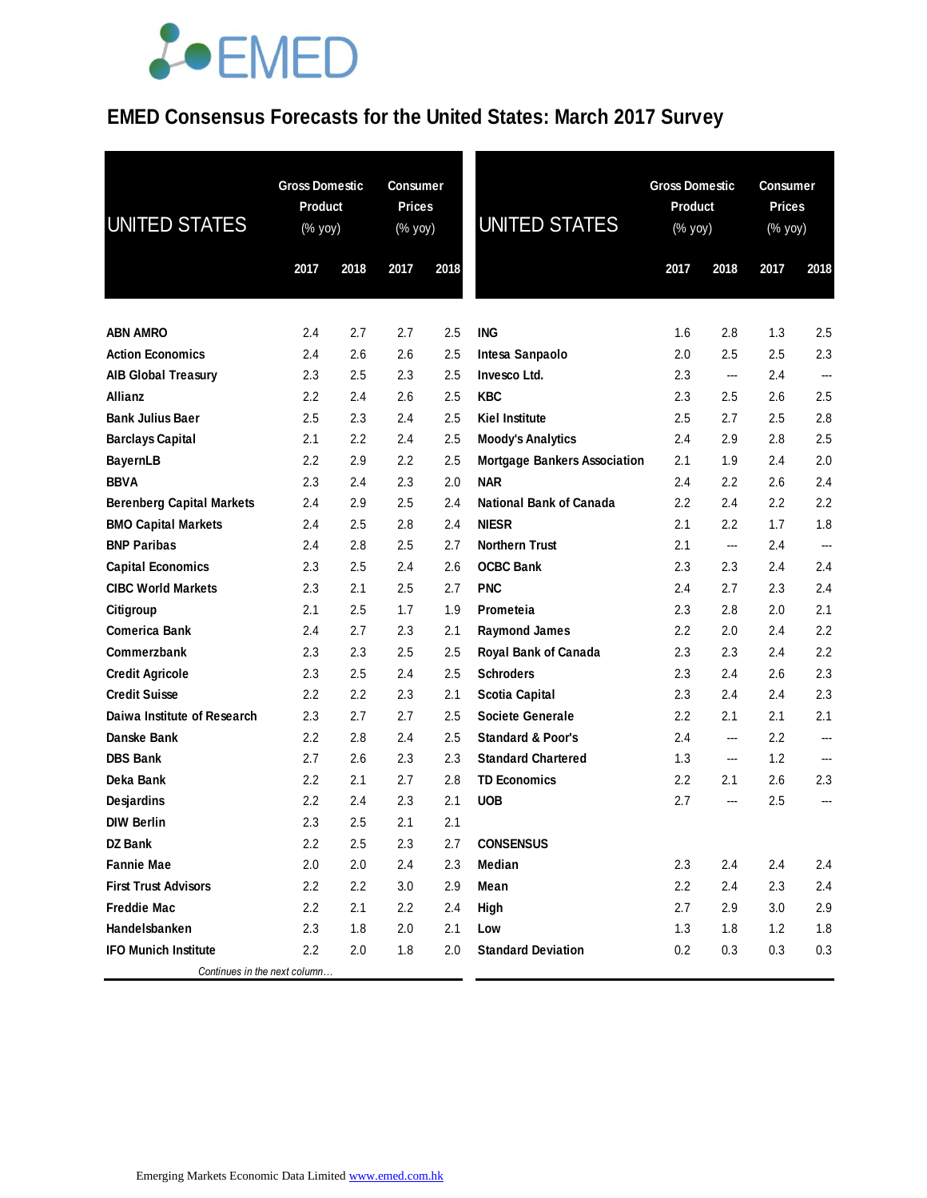# EMED Consensus Forecasts for the United States: March 2017 Survey

| UNITED STATES | Gross Domestic Product (% yoy) | | Consumer Prices (% yoy) | |
|---|---|---|---|---|
| | 2017 | 2018 | 2017 | 2018 |
| **ABN AMRO** | 2.4 | 2.7 | 2.7 | 2.5 |
| **Action Economics** | 2.4 | 2.6 | 2.6 | 2.5 |
| **AIB Global Treasury** | 2.3 | 2.5 | 2.3 | 2.5 |
| **Allianz** | 2.2 | 2.4 | 2.6 | 2.5 |
| **Bank Julius Baer** | 2.5 | 2.3 | 2.4 | 2.5 |
| **Barclays Capital** | 2.1 | 2.2 | 2.4 | 2.5 |
| **BayernLB** | 2.2 | 2.9 | 2.2 | 2.5 |
| **BBVA** | 2.3 | 2.4 | 2.3 | 2.0 |
| **Berenberg Capital Markets** | 2.4 | 2.9 | 2.5 | 2.4 |
| **BMO Capital Markets** | 2.4 | 2.5 | 2.8 | 2.4 |
| **BNP Paribas** | 2.4 | 2.8 | 2.5 | 2.7 |
| **Capital Economics** | 2.3 | 2.5 | 2.4 | 2.6 |
| **CIBC World Markets** | 2.3 | 2.1 | 2.5 | 2.7 |
| **Citigroup** | 2.1 | 2.5 | 1.7 | 1.9 |
| **Comerica Bank** | 2.4 | 2.7 | 2.3 | 2.1 |
| **Commerzbank** | 2.3 | 2.3 | 2.5 | 2.5 |
| **Credit Agricole** | 2.3 | 2.5 | 2.4 | 2.5 |
| **Credit Suisse** | 2.2 | 2.2 | 2.3 | 2.1 |
| **Daiwa Institute of Research** | 2.3 | 2.7 | 2.7 | 2.5 |
| **Danske Bank** | 2.2 | 2.8 | 2.4 | 2.5 |
| **DBS Bank** | 2.7 | 2.6 | 2.3 | 2.3 |
| **Deka Bank** | 2.2 | 2.1 | 2.7 | 2.8 |
| **Desjardins** | 2.2 | 2.4 | 2.3 | 2.1 |
| **DIW Berlin** | 2.3 | 2.5 | 2.1 | 2.1 |
| **DZ Bank** | 2.2 | 2.5 | 2.3 | 2.7 |
| **Fannie Mae** | 2.0 | 2.0 | 2.4 | 2.3 |
| **First Trust Advisors** | 2.2 | 2.2 | 3.0 | 2.9 |
| **Freddie Mac** | 2.2 | 2.1 | 2.2 | 2.4 |
| **Handelsbanken** | 2.3 | 1.8 | 2.0 | 2.1 |
| **IFO Munich Institute** | 2.2 | 2.0 | 1.8 | 2.0 |
| **ING** | 1.6 | 2.8 | 1.3 | 2.5 |
| **Intesa Sanpaolo** | 2.0 | 2.5 | 2.5 | 2.3 |
| **Invesco Ltd.** | 2.3 | --- | 2.4 | --- |
| **KBC** | 2.3 | 2.5 | 2.6 | 2.5 |
| **Kiel Institute** | 2.5 | 2.7 | 2.5 | 2.8 |
| **Moody's Analytics** | 2.4 | 2.9 | 2.8 | 2.5 |
| **Mortgage Bankers Association** | 2.1 | 1.9 | 2.4 | 2.0 |
| **NAR** | 2.4 | 2.2 | 2.6 | 2.4 |
| **National Bank of Canada** | 2.2 | 2.4 | 2.2 | 2.2 |
| **NIESR** | 2.1 | 2.2 | 1.7 | 1.8 |
| **Northern Trust** | 2.1 | --- | 2.4 | --- |
| **OCBC Bank** | 2.3 | 2.3 | 2.4 | 2.4 |
| **PNC** | 2.4 | 2.7 | 2.3 | 2.4 |
| **Prometeia** | 2.3 | 2.8 | 2.0 | 2.1 |
| **Raymond James** | 2.2 | 2.0 | 2.4 | 2.2 |
| **Royal Bank of Canada** | 2.3 | 2.3 | 2.4 | 2.2 |
| **Schroders** | 2.3 | 2.4 | 2.6 | 2.3 |
| **Scotia Capital** | 2.3 | 2.4 | 2.4 | 2.3 |
| **Societe Generale** | 2.2 | 2.1 | 2.1 | 2.1 |
| **Standard & Poor's** | 2.4 | --- | 2.2 | --- |
| **Standard Chartered** | 1.3 | --- | 1.2 | --- |
| **TD Economics** | 2.2 | 2.1 | 2.6 | 2.3 |
| **UOB** | 2.7 | --- | 2.5 | --- |
| **CONSENSUS** | | | | |
| **Median** | 2.3 | 2.4 | 2.4 | 2.4 |
| **Mean** | 2.2 | 2.4 | 2.3 | 2.4 |
| **High** | 2.7 | 2.9 | 3.0 | 2.9 |
| **Low** | 1.3 | 1.8 | 1.2 | 1.8 |
| **Standard Deviation** | 0.2 | 0.3 | 0.3 | 0.3 |

Emerging Markets Economic Data Limited www.emed.com.hk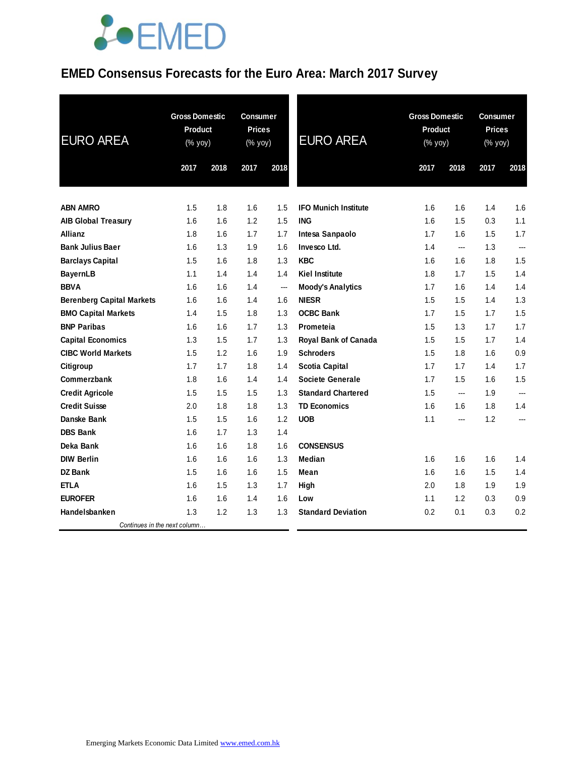# EMED Consensus Forecasts for the Euro Area: March 2017 Survey

| EURO AREA | Gross Domestic Product (% yoy) | | Consumer Prices (% yoy) | |
|---|---|---|---|---|
| | 2017 | 2018 | 2017 | 2018 |
| **ABN AMRO** | 1.5 | 1.8 | 1.6 | 1.5 |
| **AIB Global Treasury** | 1.6 | 1.6 | 1.2 | 1.5 |
| **Allianz** | 1.8 | 1.6 | 1.7 | 1.7 |
| **Bank Julius Baer** | 1.6 | 1.3 | 1.9 | 1.6 |
| **Barclays Capital** | 1.5 | 1.6 | 1.8 | 1.3 |
| **BayernLB** | 1.1 | 1.4 | 1.4 | 1.4 |
| **BBVA** | 1.6 | 1.6 | 1.4 | --- |
| **Berenberg Capital Markets** | 1.6 | 1.6 | 1.4 | 1.6 |
| **BMO Capital Markets** | 1.4 | 1.5 | 1.8 | 1.3 |
| **BNP Paribas** | 1.6 | 1.6 | 1.7 | 1.3 |
| **Capital Economics** | 1.3 | 1.5 | 1.7 | 1.3 |
| **CIBC World Markets** | 1.5 | 1.2 | 1.6 | 1.9 |
| **Citigroup** | 1.7 | 1.7 | 1.8 | 1.4 |
| **Commerzbank** | 1.8 | 1.6 | 1.4 | 1.4 |
| **Credit Agricole** | 1.5 | 1.5 | 1.5 | 1.3 |
| **Credit Suisse** | 2.0 | 1.8 | 1.8 | 1.3 |
| **Danske Bank** | 1.5 | 1.5 | 1.6 | 1.2 |
| **DBS Bank** | 1.6 | 1.7 | 1.3 | 1.4 |
| **Deka Bank** | 1.6 | 1.6 | 1.8 | 1.6 |
| **DIW Berlin** | 1.6 | 1.6 | 1.6 | 1.3 |
| **DZ Bank** | 1.5 | 1.6 | 1.6 | 1.5 |
| **ETLA** | 1.6 | 1.5 | 1.3 | 1.7 |
| **EUROFER** | 1.6 | 1.6 | 1.4 | 1.6 |
| **Handelsbanken** | 1.3 | 1.2 | 1.3 | 1.3 |
| **IFO Munich Institute** | 1.6 | 1.6 | 1.4 | 1.6 |
| **ING** | 1.6 | 1.5 | 0.3 | 1.1 |
| **Intesa Sanpaolo** | 1.7 | 1.6 | 1.5 | 1.7 |
| **Invesco Ltd.** | 1.4 | --- | 1.3 | --- |
| **KBC** | 1.6 | 1.6 | 1.8 | 1.5 |
| **Kiel Institute** | 1.8 | 1.7 | 1.5 | 1.4 |
| **Moody's Analytics** | 1.7 | 1.6 | 1.4 | 1.4 |
| **NIESR** | 1.5 | 1.5 | 1.4 | 1.3 |
| **OCBC Bank** | 1.7 | 1.5 | 1.7 | 1.5 |
| **Prometeia** | 1.5 | 1.3 | 1.7 | 1.7 |
| **Royal Bank of Canada** | 1.5 | 1.5 | 1.7 | 1.4 |
| **Schroders** | 1.5 | 1.8 | 1.6 | 0.9 |
| **Scotia Capital** | 1.7 | 1.7 | 1.4 | 1.7 |
| **Societe Generale** | 1.7 | 1.5 | 1.6 | 1.5 |
| **Standard Chartered** | 1.5 | --- | 1.9 | --- |
| **TD Economics** | 1.6 | 1.6 | 1.8 | 1.4 |
| **UOB** | 1.1 | --- | 1.2 | --- |
| **CONSENSUS** | | | | |
| **Median** | 1.6 | 1.6 | 1.6 | 1.4 |
| **Mean** | 1.6 | 1.6 | 1.5 | 1.4 |
| **High** | 2.0 | 1.8 | 1.9 | 1.9 |
| **Low** | 1.1 | 1.2 | 0.3 | 0.9 |
| **Standard Deviation** | 0.2 | 0.1 | 0.3 | 0.2 |

Emerging Markets Economic Data Limited www.emed.com.hk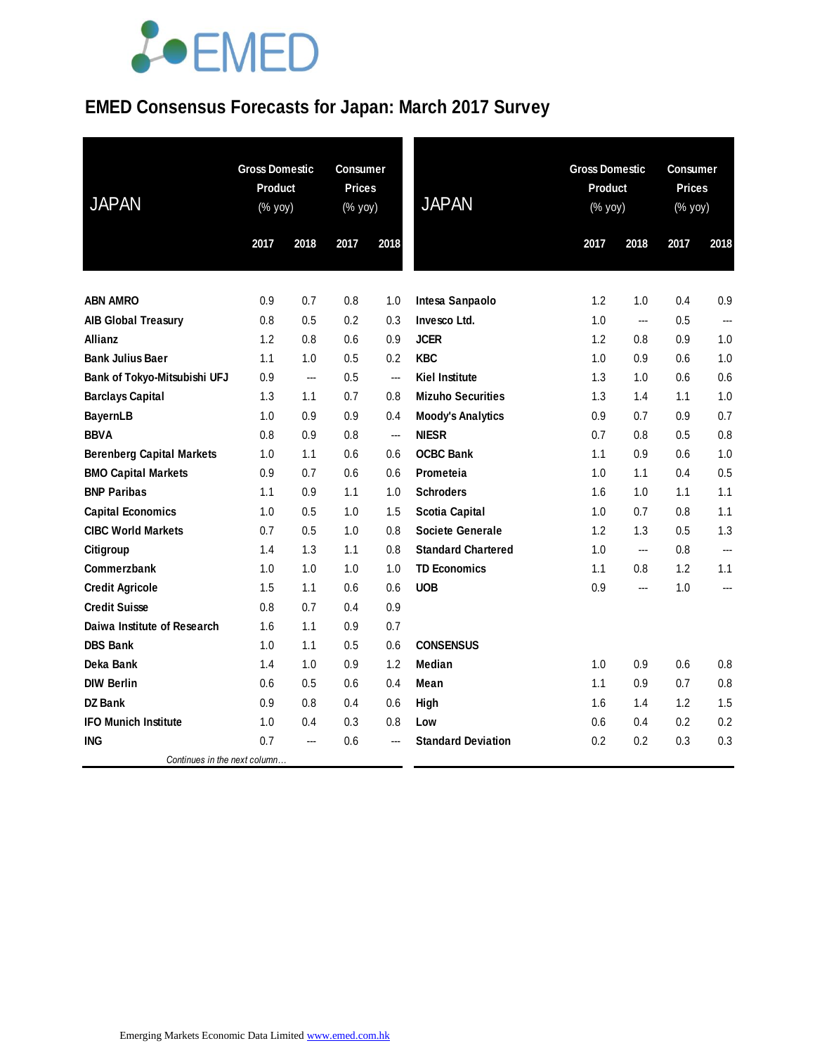# EMED Consensus Forecasts for Japan: March 2017 Survey

| JAPAN | Gross Domestic Product (% yoy) | | Consumer Prices (% yoy) | |
|---|---|---|---|---|
| | 2017 | 2018 | 2017 | 2018 |
| **ABN AMRO** | 0.9 | 0.7 | 0.8 | 1.0 |
| **AIB Global Treasury** | 0.8 | 0.5 | 0.2 | 0.3 |
| **Allianz** | 1.2 | 0.8 | 0.6 | 0.9 |
| **Bank Julius Baer** | 1.1 | 1.0 | 0.5 | 0.2 |
| **Bank of Tokyo-Mitsubishi UFJ** | 0.9 | --- | 0.5 | --- |
| **Barclays Capital** | 1.3 | 1.1 | 0.7 | 0.8 |
| **BayernLB** | 1.0 | 0.9 | 0.9 | 0.4 |
| **BBVA** | 0.8 | 0.9 | 0.8 | --- |
| **Berenberg Capital Markets** | 1.0 | 1.1 | 0.6 | 0.6 |
| **BMO Capital Markets** | 0.9 | 0.7 | 0.6 | 0.6 |
| **BNP Paribas** | 1.1 | 0.9 | 1.1 | 1.0 |
| **Capital Economics** | 1.0 | 0.5 | 1.0 | 1.5 |
| **CIBC World Markets** | 0.7 | 0.5 | 1.0 | 0.8 |
| **Citigroup** | 1.4 | 1.3 | 1.1 | 0.8 |
| **Commerzbank** | 1.0 | 1.0 | 1.0 | 1.0 |
| **Credit Agricole** | 1.5 | 1.1 | 0.6 | 0.6 |
| **Credit Suisse** | 0.8 | 0.7 | 0.4 | 0.9 |
| **Daiwa Institute of Research** | 1.6 | 1.1 | 0.9 | 0.7 |
| **DBS Bank** | 1.0 | 1.1 | 0.5 | 0.6 |
| **Deka Bank** | 1.4 | 1.0 | 0.9 | 1.2 |
| **DIW Berlin** | 0.6 | 0.5 | 0.6 | 0.4 |
| **DZ Bank** | 0.9 | 0.8 | 0.4 | 0.6 |
| **IFO Munich Institute** | 1.0 | 0.4 | 0.3 | 0.8 |
| **ING** | 0.7 | --- | 0.6 | --- |
| **Intesa Sanpaolo** | 1.2 | 1.0 | 0.4 | 0.9 |
| **Invesco Ltd.** | 1.0 | --- | 0.5 | --- |
| **JCER** | 1.2 | 0.8 | 0.9 | 1.0 |
| **KBC** | 1.0 | 0.9 | 0.6 | 1.0 |
| **Kiel Institute** | 1.3 | 1.0 | 0.6 | 0.6 |
| **Mizuho Securities** | 1.3 | 1.4 | 1.1 | 1.0 |
| **Moody's Analytics** | 0.9 | 0.7 | 0.9 | 0.7 |
| **NIESR** | 0.7 | 0.8 | 0.5 | 0.8 |
| **OCBC Bank** | 1.1 | 0.9 | 0.6 | 1.0 |
| **Prometeia** | 1.0 | 1.1 | 0.4 | 0.5 |
| **Schroders** | 1.6 | 1.0 | 1.1 | 1.1 |
| **Scotia Capital** | 1.0 | 0.7 | 0.8 | 1.1 |
| **Societe Generale** | 1.2 | 1.3 | 0.5 | 1.3 |
| **Standard Chartered** | 1.0 | --- | 0.8 | --- |
| **TD Economics** | 1.1 | 0.8 | 1.2 | 1.1 |
| **UOB** | 0.9 | --- | 1.0 | --- |
| **CONSENSUS** | | | | |
| **Median** | 1.0 | 0.9 | 0.6 | 0.8 |
| **Mean** | 1.1 | 0.9 | 0.7 | 0.8 |
| **High** | 1.6 | 1.4 | 1.2 | 1.5 |
| **Low** | 0.6 | 0.4 | 0.2 | 0.2 |
| **Standard Deviation** | 0.2 | 0.2 | 0.3 | 0.3 |

Emerging Markets Economic Data Limited www.emed.com.hk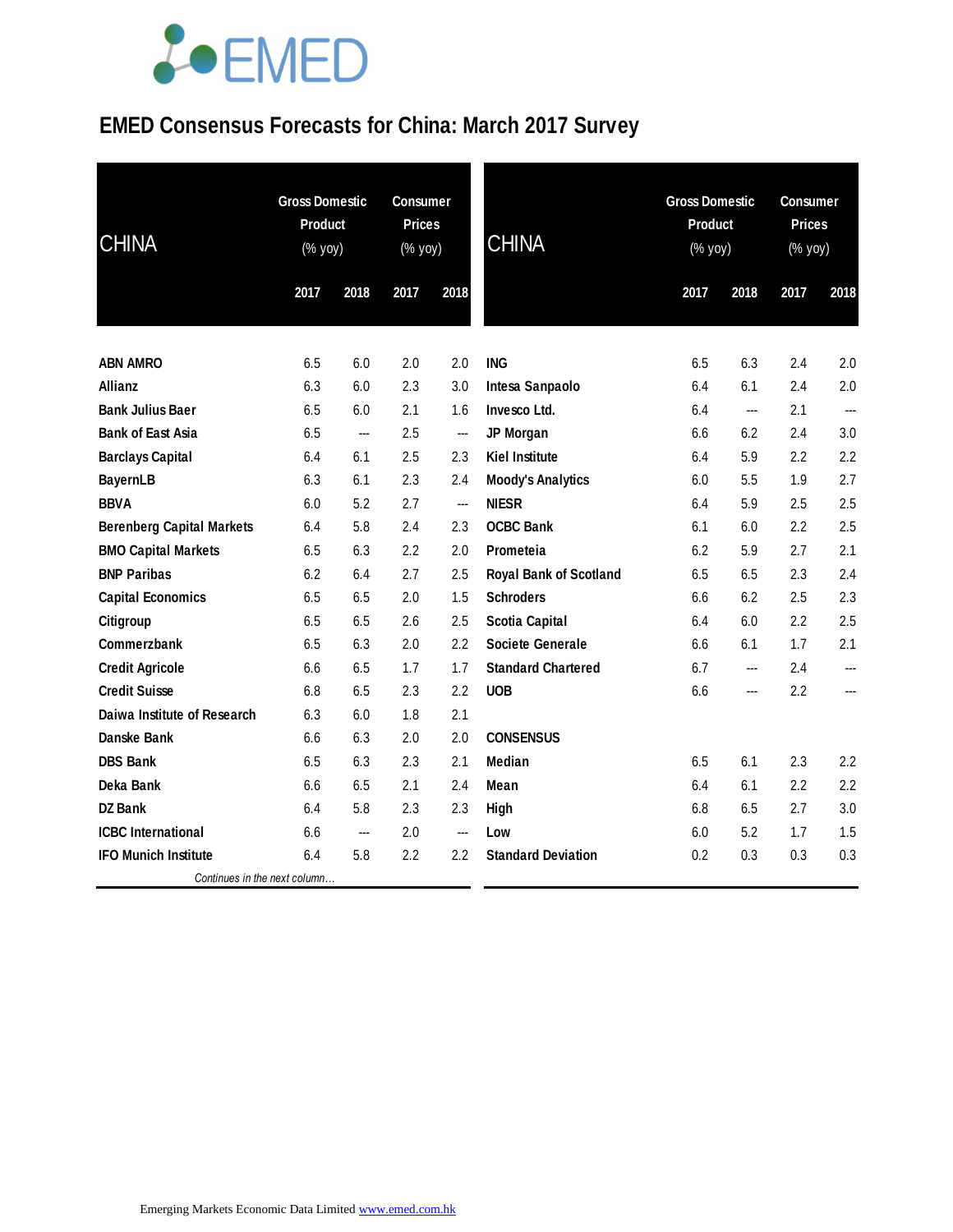# EMED Consensus Forecasts for China: March 2017 Survey

| CHINA | Gross Domestic Product (% yoy) | | Consumer Prices (% yoy) | |
|---|---|---|---|---|
| | 2017 | 2018 | 2017 | 2018 |
| ABN AMRO | 6.5 | 6.0 | 2.0 | 2.0 |
| Allianz | 6.3 | 6.0 | 2.3 | 3.0 |
| Bank Julius Baer | 6.5 | 6.0 | 2.1 | 1.6 |
| Bank of East Asia | 6.5 | --- | 2.5 | --- |
| Barclays Capital | 6.4 | 6.1 | 2.5 | 2.3 |
| BayernLB | 6.3 | 6.1 | 2.3 | 2.4 |
| BBVA | 6.0 | 5.2 | 2.7 | --- |
| Berenberg Capital Markets | 6.4 | 5.8 | 2.4 | 2.3 |
| BMO Capital Markets | 6.5 | 6.3 | 2.2 | 2.0 |
| BNP Paribas | 6.2 | 6.4 | 2.7 | 2.5 |
| Capital Economics | 6.5 | 6.5 | 2.0 | 1.5 |
| Citigroup | 6.5 | 6.5 | 2.6 | 2.5 |
| Commerzbank | 6.5 | 6.3 | 2.0 | 2.2 |
| Credit Agricole | 6.6 | 6.5 | 1.7 | 1.7 |
| Credit Suisse | 6.8 | 6.5 | 2.3 | 2.2 |
| Daiwa Institute of Research | 6.3 | 6.0 | 1.8 | 2.1 |
| Danske Bank | 6.6 | 6.3 | 2.0 | 2.0 |
| DBS Bank | 6.5 | 6.3 | 2.3 | 2.1 |
| Deka Bank | 6.6 | 6.5 | 2.1 | 2.4 |
| DZ Bank | 6.4 | 5.8 | 2.3 | 2.3 |
| ICBC International | 6.6 | --- | 2.0 | --- |
| IFO Munich Institute | 6.4 | 5.8 | 2.2 | 2.2 |
| ING | 6.5 | 6.3 | 2.4 | 2.0 |
| Intesa Sanpaolo | 6.4 | 6.1 | 2.4 | 2.0 |
| Invesco Ltd. | 6.4 | --- | 2.1 | --- |
| JP Morgan | 6.6 | 6.2 | 2.4 | 3.0 |
| Kiel Institute | 6.4 | 5.9 | 2.2 | 2.2 |
| Moody's Analytics | 6.0 | 5.5 | 1.9 | 2.7 |
| NIESR | 6.4 | 5.9 | 2.5 | 2.5 |
| OCBC Bank | 6.1 | 6.0 | 2.2 | 2.5 |
| Prometeia | 6.2 | 5.9 | 2.7 | 2.1 |
| Royal Bank of Scotland | 6.5 | 6.5 | 2.3 | 2.4 |
| Schroders | 6.6 | 6.2 | 2.5 | 2.3 |
| Scotia Capital | 6.4 | 6.0 | 2.2 | 2.5 |
| Societe Generale | 6.6 | 6.1 | 1.7 | 2.1 |
| Standard Chartered | 6.7 | --- | 2.4 | --- |
| UOB | 6.6 | --- | 2.2 | --- |
| **CONSENSUS** | | | | |
| Median | 6.5 | 6.1 | 2.3 | 2.2 |
| Mean | 6.4 | 6.1 | 2.2 | 2.2 |
| High | 6.8 | 6.5 | 2.7 | 3.0 |
| Low | 6.0 | 5.2 | 1.7 | 1.5 |
| Standard Deviation | 0.2 | 0.3 | 0.3 | 0.3 |

*Continues in the next column…*

Emerging Markets Economic Data Limited www.emed.com.hk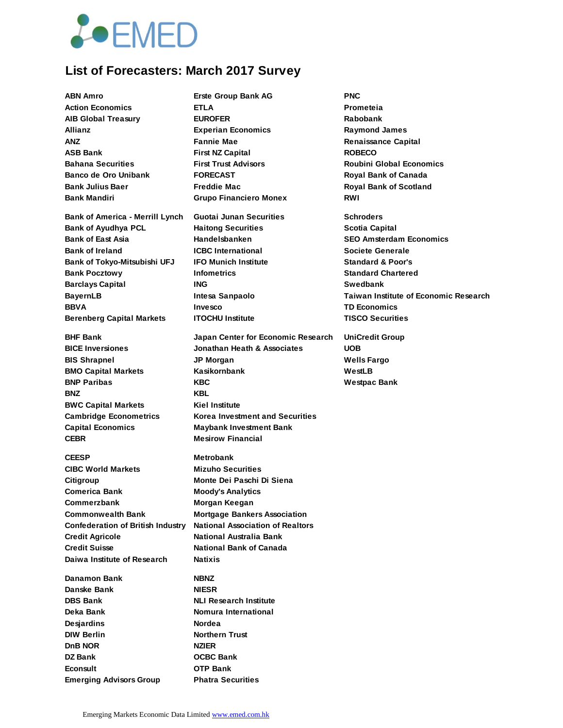EMED

# List of Forecasters: March 2017 Survey

**ABN Amro**
**Action Economics**
**AIB Global Treasury**
**Allianz**
**ANZ**
**ASB Bank**
**Bahana Securities**
**Banco de Oro Unibank**
**Bank Julius Baer**
**Bank Mandiri**

**Bank of America - Merrill Lynch**
**Bank of Ayudhya PCL**
**Bank of East Asia**
**Bank of Ireland**
**Bank of Tokyo-Mitsubishi UFJ**
**Bank Pocztowy**
**Barclays Capital**
**BayernLB**
**BBVA**
**Berenberg Capital Markets**

**BHF Bank**
**BICE Inversiones**
**BIS Shrapnel**
**BMO Capital Markets**
**BNP Paribas**
**BNZ**
**BWC Capital Markets**
**Cambridge Econometrics**
**Capital Economics**
**CEBR**

**CEESP**
**CIBC World Markets**
**Citigroup**
**Comerica Bank**
**Commerzbank**
**Commonwealth Bank**
**Confederation of British Industry**
**Credit Agricole**
**Credit Suisse**
**Daiwa Institute of Research**

**Danamon Bank**
**Danske Bank**
**DBS Bank**
**Deka Bank**
**Desjardins**
**DIW Berlin**
**DnB NOR**
**DZ Bank**
**Econsult**
**Emerging Advisors Group**

**Erste Group Bank AG**
**ETLA**
**EUROFER**
**Experian Economics**
**Fannie Mae**
**First NZ Capital**
**First Trust Advisors**
**FORECAST**
**Freddie Mac**
**Grupo Financiero Monex**

**Guotai Junan Securities**
**Haitong Securities**
**Handelsbanken**
**ICBC International**
**IFO Munich Institute**
**Infometrics**
**ING**
**Intesa Sanpaolo**
**Invesco**
**ITOCHU Institute**

**Japan Center for Economic Research**
**Jonathan Heath & Associates**
**JP Morgan**
**Kasikornbank**
**KBC**
**KBL**
**Kiel Institute**
**Korea Investment and Securities**
**Maybank Investment Bank**
**Mesirow Financial**

**Metrobank**
**Mizuho Securities**
**Monte Dei Paschi Di Siena**
**Moody's Analytics**
**Morgan Keegan**
**Mortgage Bankers Association**
**National Association of Realtors**
**National Australia Bank**
**National Bank of Canada**
**Natixis**

**NBNZ**
**NIESR**
**NLI Research Institute**
**Nomura International**
**Nordea**
**Northern Trust**
**NZIER**
**OCBC Bank**
**OTP Bank**
**Phatra Securities**

**PNC**
**Prometeia**
**Rabobank**
**Raymond James**
**Renaissance Capital**
**ROBECO**
**Roubini Global Economics**
**Royal Bank of Canada**
**Royal Bank of Scotland**
**RWI**

**Schroders**
**Scotia Capital**
**SEO Amsterdam Economics**
**Societe Generale**
**Standard & Poor's**
**Standard Chartered**
**Swedbank**
**Taiwan Institute of Economic Research**
**TD Economics**
**TISCO Securities**

**UniCredit Group**
**UOB**
**Wells Fargo**
**WestLB**
**Westpac Bank**

Emerging Markets Economic Data Limited www.emed.com.hk